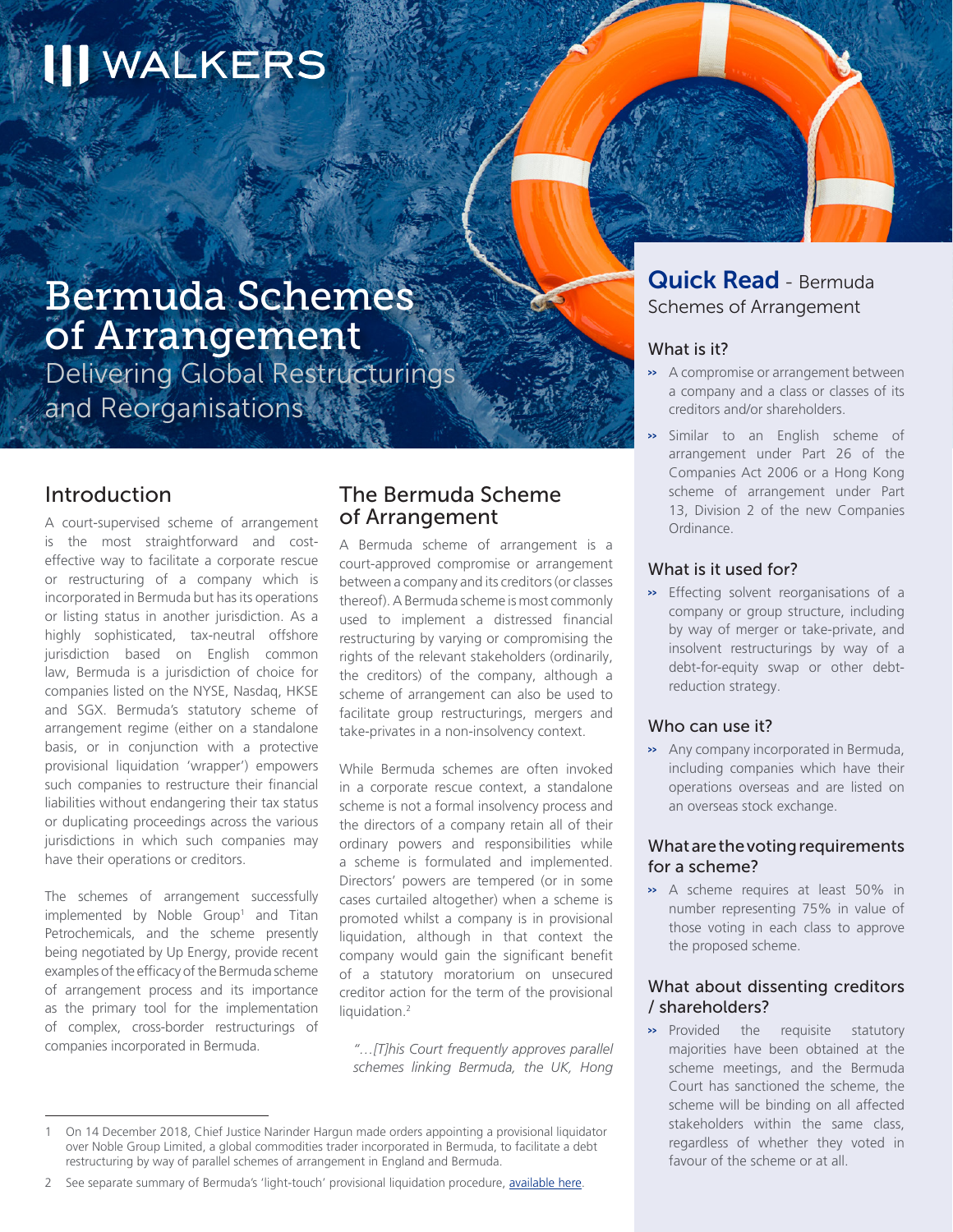WALKERS

# Bermuda Schemes of Arrangement

## Delivering Global Restructurings and Reorganisations

## Introduction

A court-supervised scheme of arrangement is the most straightforward and cost-effective way to facilitate a corporate rescue or restructuring of a company which is incorporated in Bermuda but has its operations or listing status in another jurisdiction. As a highly sophisticated, tax-neutral offshore jurisdiction based on English common law, Bermuda is a jurisdiction of choice for companies listed on the NYSE, Nasdaq, HKSE and SGX. Bermuda's statutory scheme of arrangement regime (either on a standalone basis, or in conjunction with a protective provisional liquidation 'wrapper') empowers such companies to restructure their financial liabilities without endangering their tax status or duplicating proceedings across the various jurisdictions in which such companies may have their operations or creditors.

The schemes of arrangement successfully implemented by Noble Group[1] and Titan Petrochemicals, and the scheme presently being negotiated by Up Energy, provide recent examples of the efficacy of the Bermuda scheme of arrangement process and its importance as the primary tool for the implementation of complex, cross-border restructurings of companies incorporated in Bermuda.

## The Bermuda Scheme of Arrangement

A Bermuda scheme of arrangement is a court-approved compromise or arrangement between a company and its creditors (or classes thereof). A Bermuda scheme is most commonly used to implement a distressed financial restructuring by varying or compromising the rights of the relevant stakeholders (ordinarily, the creditors) of the company, although a scheme of arrangement can also be used to facilitate group restructurings, mergers and take-privates in a non-insolvency context.

While Bermuda schemes are often invoked in a corporate rescue context, a standalone scheme is not a formal insolvency process and the directors of a company retain all of their ordinary powers and responsibilities while a scheme is formulated and implemented. Directors' powers are tempered (or in some cases curtailed altogether) when a scheme is promoted whilst a company is in provisional liquidation, although in that context the company would gain the significant benefit of a statutory moratorium on unsecured creditor action for the term of the provisional liquidation.[2]

*"…[T]his Court frequently approves parallel schemes linking Bermuda, the UK, Hong*

## Quick Read - Bermuda Schemes of Arrangement

### What is it?

- A compromise or arrangement between a company and a class or classes of its creditors and/or shareholders.
- Similar to an English scheme of arrangement under Part 26 of the Companies Act 2006 or a Hong Kong scheme of arrangement under Part 13, Division 2 of the new Companies Ordinance.

### What is it used for?

- Effecting solvent reorganisations of a company or group structure, including by way of merger or take-private, and insolvent restructurings by way of a debt-for-equity swap or other debt-reduction strategy.

### Who can use it?

- Any company incorporated in Bermuda, including companies which have their operations overseas and are listed on an overseas stock exchange.

### What are the voting requirements for a scheme?

- A scheme requires at least 50% in number representing 75% in value of those voting in each class to approve the proposed scheme.

### What about dissenting creditors / shareholders?

- Provided the requisite statutory majorities have been obtained at the scheme meetings, and the Bermuda Court has sanctioned the scheme, the scheme will be binding on all affected stakeholders within the same class, regardless of whether they voted in favour of the scheme or at all.

---

1 On 14 December 2018, Chief Justice Narinder Hargun made orders appointing a provisional liquidator over Noble Group Limited, a global commodities trader incorporated in Bermuda, to facilitate a debt restructuring by way of parallel schemes of arrangement in England and Bermuda.

2 See separate summary of Bermuda's 'light-touch' provisional liquidation procedure, available here.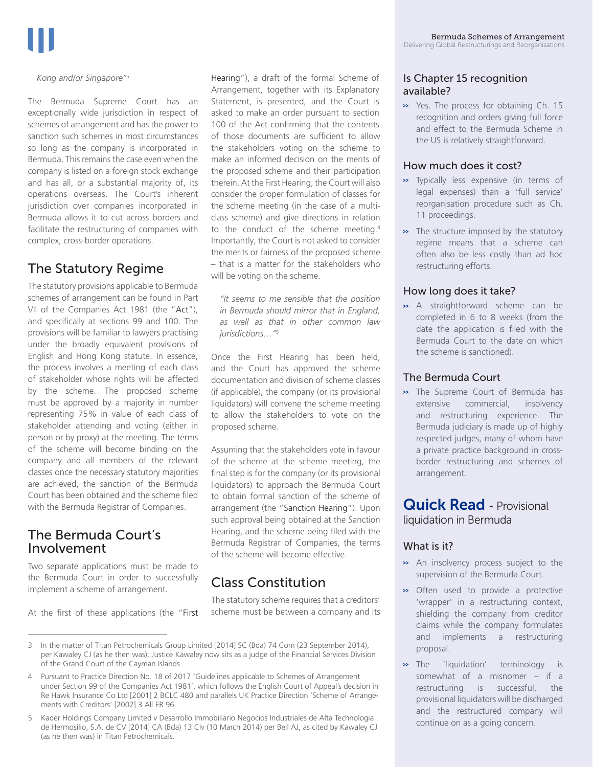*Kong and/or Singapore"*[3]

The Bermuda Supreme Court has an exceptionally wide jurisdiction in respect of schemes of arrangement and has the power to sanction such schemes in most circumstances so long as the company is incorporated in Bermuda. This remains the case even when the company is listed on a foreign stock exchange and has all, or a substantial majority of, its operations overseas. The Court's inherent jurisdiction over companies incorporated in Bermuda allows it to cut across borders and facilitate the restructuring of companies with complex, cross-border operations.

## The Statutory Regime

The statutory provisions applicable to Bermuda schemes of arrangement can be found in Part VII of the Companies Act 1981 (the "Act"), and specifically at sections 99 and 100. The provisions will be familiar to lawyers practising under the broadly equivalent provisions of English and Hong Kong statute. In essence, the process involves a meeting of each class of stakeholder whose rights will be affected by the scheme. The proposed scheme must be approved by a majority in number representing 75% in value of each class of stakeholder attending and voting (either in person or by proxy) at the meeting. The terms of the scheme will become binding on the company and all members of the relevant classes once the necessary statutory majorities are achieved, the sanction of the Bermuda Court has been obtained and the scheme filed with the Bermuda Registrar of Companies.

## The Bermuda Court's Involvement

Two separate applications must be made to the Bermuda Court in order to successfully implement a scheme of arrangement.

At the first of these applications (the "First Hearing"), a draft of the formal Scheme of Arrangement, together with its Explanatory Statement, is presented, and the Court is asked to make an order pursuant to section 100 of the Act confirming that the contents of those documents are sufficient to allow the stakeholders voting on the scheme to make an informed decision on the merits of the proposed scheme and their participation therein. At the First Hearing, the Court will also consider the proper formulation of classes for the scheme meeting (in the case of a multi-class scheme) and give directions in relation to the conduct of the scheme meeting.[4] Importantly, the Court is not asked to consider the merits or fairness of the proposed scheme – that is a matter for the stakeholders who will be voting on the scheme.

> *"It seems to me sensible that the position in Bermuda should mirror that in England, as well as that in other common law jurisdictions…"*[5]

Once the First Hearing has been held, and the Court has approved the scheme documentation and division of scheme classes (if applicable), the company (or its provisional liquidators) will convene the scheme meeting to allow the stakeholders to vote on the proposed scheme.

Assuming that the stakeholders vote in favour of the scheme at the scheme meeting, the final step is for the company (or its provisional liquidators) to approach the Bermuda Court to obtain formal sanction of the scheme of arrangement (the "Sanction Hearing"). Upon such approval being obtained at the Sanction Hearing, and the scheme being filed with the Bermuda Registrar of Companies, the terms of the scheme will become effective.

## Class Constitution

The statutory scheme requires that a creditors' scheme must be between a company and its

---

3 In the matter of Titan Petrochemicals Group Limited [2014] SC (Bda) 74 Com (23 September 2014), per Kawaley CJ (as he then was). Justice Kawaley now sits as a judge of the Financial Services Division of the Grand Court of the Cayman Islands.

4 Pursuant to Practice Direction No. 18 of 2017 'Guidelines applicable to Schemes of Arrangement under Section 99 of the Companies Act 1981', which follows the English Court of Appeal's decision in Re Hawk Insurance Co Ltd [2001] 2 BCLC 480 and parallels UK Practice Direction 'Scheme of Arrangements with Creditors' [2002] 3 All ER 96.

5 Kader Holdings Company Limited v Desarrollo Immobiliario Negocios Industriales de Alta Technologia de Hermosilio, S.A. de CV [2014] CA (Bda) 13 Civ (10 March 2014) per Bell AJ, as cited by Kawaley CJ (as he then was) in Titan Petrochemicals.

---

### Is Chapter 15 recognition available?

- Yes. The process for obtaining Ch. 15 recognition and orders giving full force and effect to the Bermuda Scheme in the US is relatively straightforward.

### How much does it cost?

- Typically less expensive (in terms of legal expenses) than a 'full service' reorganisation procedure such as Ch. 11 proceedings.
- The structure imposed by the statutory regime means that a scheme can often also be less costly than ad hoc restructuring efforts.

### How long does it take?

- A straightforward scheme can be completed in 6 to 8 weeks (from the date the application is filed with the Bermuda Court to the date on which the scheme is sanctioned).

### The Bermuda Court

- The Supreme Court of Bermuda has extensive commercial, insolvency and restructuring experience. The Bermuda judiciary is made up of highly respected judges, many of whom have a private practice background in cross-border restructuring and schemes of arrangement.

## Quick Read - Provisional liquidation in Bermuda

### What is it?

- An insolvency process subject to the supervision of the Bermuda Court.
- Often used to provide a protective 'wrapper' in a restructuring context, shielding the company from creditor claims while the company formulates and implements a restructuring proposal.
- The 'liquidation' terminology is somewhat of a misnomer – if a restructuring is successful, the provisional liquidators will be discharged and the restructured company will continue on as a going concern.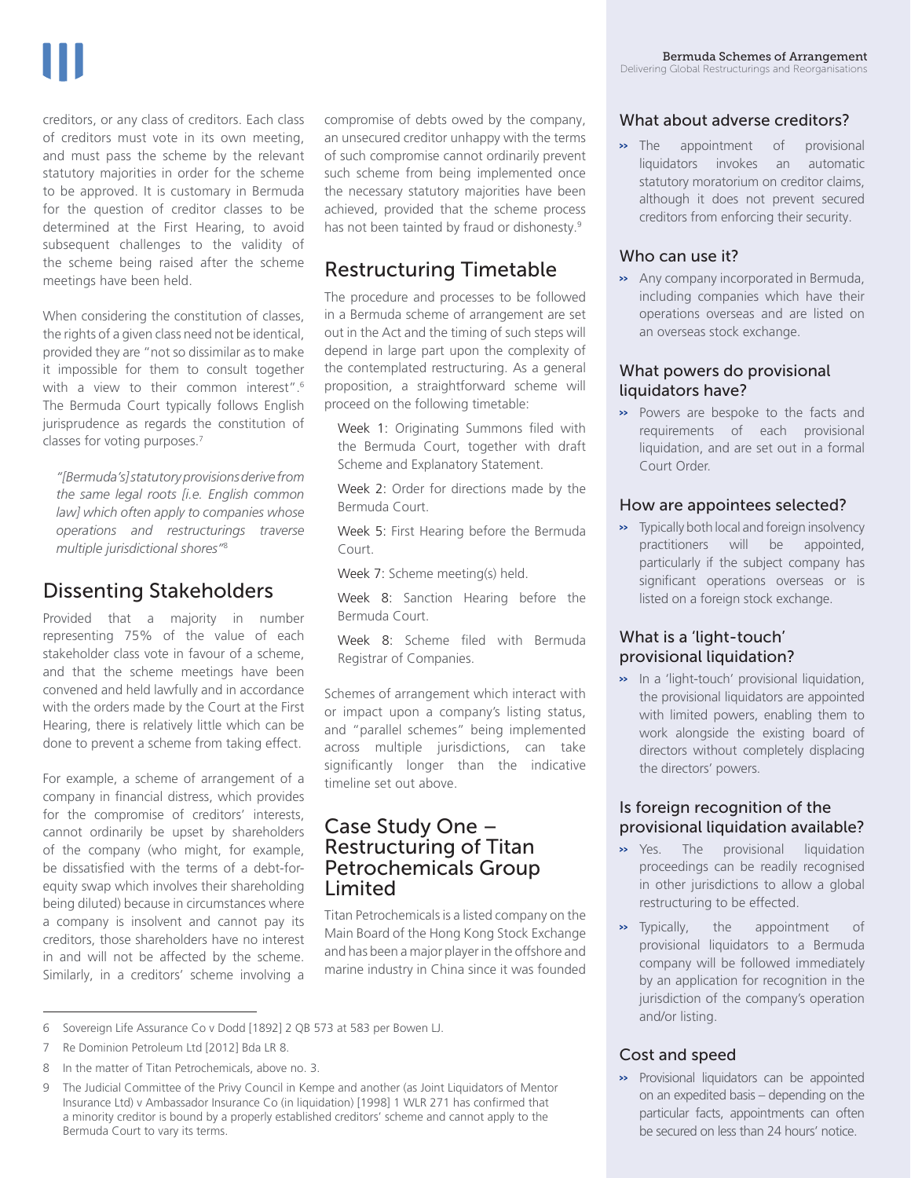creditors, or any class of creditors. Each class of creditors must vote in its own meeting, and must pass the scheme by the relevant statutory majorities in order for the scheme to be approved. It is customary in Bermuda for the question of creditor classes to be determined at the First Hearing, to avoid subsequent challenges to the validity of the scheme being raised after the scheme meetings have been held.

When considering the constitution of classes, the rights of a given class need not be identical, provided they are "not so dissimilar as to make it impossible for them to consult together with a view to their common interest".[6] The Bermuda Court typically follows English jurisprudence as regards the constitution of classes for voting purposes.[7]

> *"[Bermuda's] statutory provisions derive from the same legal roots [i.e. English common law] which often apply to companies whose operations and restructurings traverse multiple jurisdictional shores"*[8]

## Dissenting Stakeholders

Provided that a majority in number representing 75% of the value of each stakeholder class vote in favour of a scheme, and that the scheme meetings have been convened and held lawfully and in accordance with the orders made by the Court at the First Hearing, there is relatively little which can be done to prevent a scheme from taking effect.

For example, a scheme of arrangement of a company in financial distress, which provides for the compromise of creditors' interests, cannot ordinarily be upset by shareholders of the company (who might, for example, be dissatisfied with the terms of a debt-for-equity swap which involves their shareholding being diluted) because in circumstances where a company is insolvent and cannot pay its creditors, those shareholders have no interest in and will not be affected by the scheme. Similarly, in a creditors' scheme involving a compromise of debts owed by the company, an unsecured creditor unhappy with the terms of such compromise cannot ordinarily prevent such scheme from being implemented once the necessary statutory majorities have been achieved, provided that the scheme process has not been tainted by fraud or dishonesty.[9]

## Restructuring Timetable

The procedure and processes to be followed in a Bermuda scheme of arrangement are set out in the Act and the timing of such steps will depend in large part upon the complexity of the contemplated restructuring. As a general proposition, a straightforward scheme will proceed on the following timetable:

Week 1: Originating Summons filed with the Bermuda Court, together with draft Scheme and Explanatory Statement.

Week 2: Order for directions made by the Bermuda Court.

Week 5: First Hearing before the Bermuda Court.

Week 7: Scheme meeting(s) held.

Week 8: Sanction Hearing before the Bermuda Court.

Week 8: Scheme filed with Bermuda Registrar of Companies.

Schemes of arrangement which interact with or impact upon a company's listing status, and "parallel schemes" being implemented across multiple jurisdictions, can take significantly longer than the indicative timeline set out above.

## Case Study One – Restructuring of Titan Petrochemicals Group Limited

Titan Petrochemicals is a listed company on the Main Board of the Hong Kong Stock Exchange and has been a major player in the offshore and marine industry in China since it was founded

---

6 Sovereign Life Assurance Co v Dodd [1892] 2 QB 573 at 583 per Bowen LJ.

7 Re Dominion Petroleum Ltd [2012] Bda LR 8.

8 In the matter of Titan Petrochemicals, above no. 3.

9 The Judicial Committee of the Privy Council in Kempe and another (as Joint Liquidators of Mentor Insurance Ltd) v Ambassador Insurance Co (in liquidation) [1998] 1 WLR 271 has confirmed that a minority creditor is bound by a properly established creditors' scheme and cannot apply to the Bermuda Court to vary its terms.

---

### What about adverse creditors?

- The appointment of provisional liquidators invokes an automatic statutory moratorium on creditor claims, although it does not prevent secured creditors from enforcing their security.

### Who can use it?

- Any company incorporated in Bermuda, including companies which have their operations overseas and are listed on an overseas stock exchange.

### What powers do provisional liquidators have?

- Powers are bespoke to the facts and requirements of each provisional liquidation, and are set out in a formal Court Order.

### How are appointees selected?

- Typically both local and foreign insolvency practitioners will be appointed, particularly if the subject company has significant operations overseas or is listed on a foreign stock exchange.

### What is a 'light-touch' provisional liquidation?

- In a 'light-touch' provisional liquidation, the provisional liquidators are appointed with limited powers, enabling them to work alongside the existing board of directors without completely displacing the directors' powers.

### Is foreign recognition of the provisional liquidation available?

- Yes. The provisional liquidation proceedings can be readily recognised in other jurisdictions to allow a global restructuring to be effected.
- Typically, the appointment of provisional liquidators to a Bermuda company will be followed immediately by an application for recognition in the jurisdiction of the company's operation and/or listing.

### Cost and speed

- Provisional liquidators can be appointed on an expedited basis – depending on the particular facts, appointments can often be secured on less than 24 hours' notice.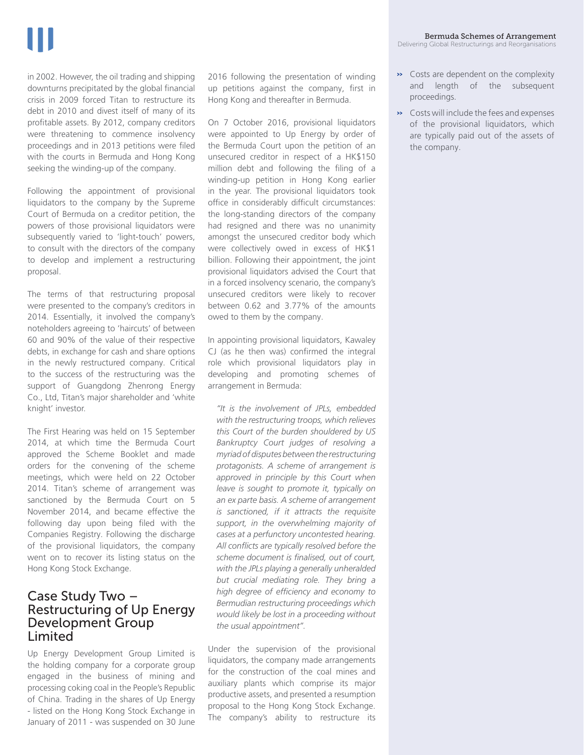in 2002. However, the oil trading and shipping downturns precipitated by the global financial crisis in 2009 forced Titan to restructure its debt in 2010 and divest itself of many of its profitable assets. By 2012, company creditors were threatening to commence insolvency proceedings and in 2013 petitions were filed with the courts in Bermuda and Hong Kong seeking the winding-up of the company.

Following the appointment of provisional liquidators to the company by the Supreme Court of Bermuda on a creditor petition, the powers of those provisional liquidators were subsequently varied to 'light-touch' powers, to consult with the directors of the company to develop and implement a restructuring proposal.

The terms of that restructuring proposal were presented to the company's creditors in 2014. Essentially, it involved the company's noteholders agreeing to 'haircuts' of between 60 and 90% of the value of their respective debts, in exchange for cash and share options in the newly restructured company. Critical to the success of the restructuring was the support of Guangdong Zhenrong Energy Co., Ltd, Titan's major shareholder and 'white knight' investor.

The First Hearing was held on 15 September 2014, at which time the Bermuda Court approved the Scheme Booklet and made orders for the convening of the scheme meetings, which were held on 22 October 2014. Titan's scheme of arrangement was sanctioned by the Bermuda Court on 5 November 2014, and became effective the following day upon being filed with the Companies Registry. Following the discharge of the provisional liquidators, the company went on to recover its listing status on the Hong Kong Stock Exchange.

## Case Study Two – Restructuring of Up Energy Development Group Limited

Up Energy Development Group Limited is the holding company for a corporate group engaged in the business of mining and processing coking coal in the People's Republic of China. Trading in the shares of Up Energy - listed on the Hong Kong Stock Exchange in January of 2011 - was suspended on 30 June 2016 following the presentation of winding up petitions against the company, first in Hong Kong and thereafter in Bermuda.

On 7 October 2016, provisional liquidators were appointed to Up Energy by order of the Bermuda Court upon the petition of an unsecured creditor in respect of a HK$150 million debt and following the filing of a winding-up petition in Hong Kong earlier in the year. The provisional liquidators took office in considerably difficult circumstances: the long-standing directors of the company had resigned and there was no unanimity amongst the unsecured creditor body which were collectively owed in excess of HK$1 billion. Following their appointment, the joint provisional liquidators advised the Court that in a forced insolvency scenario, the company's unsecured creditors were likely to recover between 0.62 and 3.77% of the amounts owed to them by the company.

In appointing provisional liquidators, Kawaley CJ (as he then was) confirmed the integral role which provisional liquidators play in developing and promoting schemes of arrangement in Bermuda:

> *"It is the involvement of JPLs, embedded with the restructuring troops, which relieves this Court of the burden shouldered by US Bankruptcy Court judges of resolving a myriad of disputes between the restructuring protagonists. A scheme of arrangement is approved in principle by this Court when leave is sought to promote it, typically on an ex parte basis. A scheme of arrangement is sanctioned, if it attracts the requisite support, in the overwhelming majority of cases at a perfunctory uncontested hearing. All conflicts are typically resolved before the scheme document is finalised, out of court, with the JPLs playing a generally unheralded but crucial mediating role. They bring a high degree of efficiency and economy to Bermudian restructuring proceedings which would likely be lost in a proceeding without the usual appointment".*

Under the supervision of the provisional liquidators, the company made arrangements for the construction of the coal mines and auxiliary plants which comprise its major productive assets, and presented a resumption proposal to the Hong Kong Stock Exchange. The company's ability to restructure its

- Costs are dependent on the complexity and length of the subsequent proceedings.
- Costs will include the fees and expenses of the provisional liquidators, which are typically paid out of the assets of the company.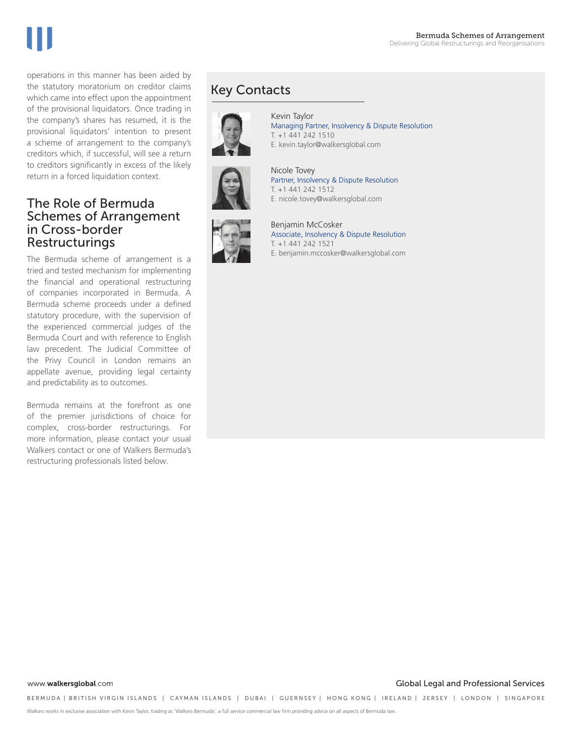operations in this manner has been aided by the statutory moratorium on creditor claims which came into effect upon the appointment of the provisional liquidators. Once trading in the company's shares has resumed, it is the provisional liquidators' intention to present a scheme of arrangement to the company's creditors which, if successful, will see a return to creditors significantly in excess of the likely return in a forced liquidation context.

## The Role of Bermuda Schemes of Arrangement in Cross-border Restructurings

The Bermuda scheme of arrangement is a tried and tested mechanism for implementing the financial and operational restructuring of companies incorporated in Bermuda. A Bermuda scheme proceeds under a defined statutory procedure, with the supervision of the experienced commercial judges of the Bermuda Court and with reference to English law precedent. The Judicial Committee of the Privy Council in London remains an appellate avenue, providing legal certainty and predictability as to outcomes.

Bermuda remains at the forefront as one of the premier jurisdictions of choice for complex, cross-border restructurings. For more information, please contact your usual Walkers contact or one of Walkers Bermuda's restructuring professionals listed below.

## Key Contacts

Kevin Taylor
Managing Partner, Insolvency & Dispute Resolution
T. +1 441 242 1510
E. kevin.taylor@walkersglobal.com

Nicole Tovey
Partner, Insolvency & Dispute Resolution
T. +1 441 242 1512
E. nicole.tovey@walkersglobal.com

Benjamin McCosker
Associate, Insolvency & Dispute Resolution
T. +1 441 242 1521
E. benjamin.mccosker@walkersglobal.com

www.walkersglobal.com

Global Legal and Professional Services

BERMUDA | BRITISH VIRGIN ISLANDS | CAYMAN ISLANDS | DUBAI | GUERNSEY | HONG KONG | IRELAND | JERSEY | LONDON | SINGAPORE

Walkers works in exclusive association with Kevin Taylor, trading as 'Walkers Bermuda', a full service commercial law firm providing advice on all aspects of Bermuda law.